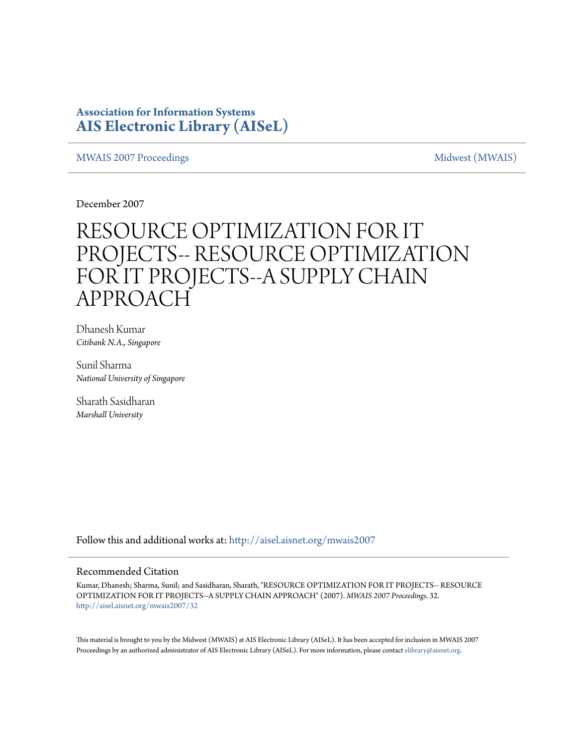**Association for Information Systems**
**AIS Electronic Library (AISeL)**

MWAIS 2007 Proceedings | Midwest (MWAIS)

December 2007

# RESOURCE OPTIMIZATION FOR IT PROJECTS-- RESOURCE OPTIMIZATION FOR IT PROJECTS--A SUPPLY CHAIN APPROACH

Dhanesh Kumar
*Citibank N.A., Singapore*

Sunil Sharma
*National University of Singapore*

Sharath Sasidharan
*Marshall University*

Follow this and additional works at: http://aisel.aisnet.org/mwais2007

## Recommended Citation

Kumar, Dhanesh; Sharma, Sunil; and Sasidharan, Sharath, "RESOURCE OPTIMIZATION FOR IT PROJECTS-- RESOURCE OPTIMIZATION FOR IT PROJECTS--A SUPPLY CHAIN APPROACH" (2007). *MWAIS 2007 Proceedings*. 32.
http://aisel.aisnet.org/mwais2007/32

This material is brought to you by the Midwest (MWAIS) at AIS Electronic Library (AISeL). It has been accepted for inclusion in MWAIS 2007 Proceedings by an authorized administrator of AIS Electronic Library (AISeL). For more information, please contact elibrary@aisnet.org.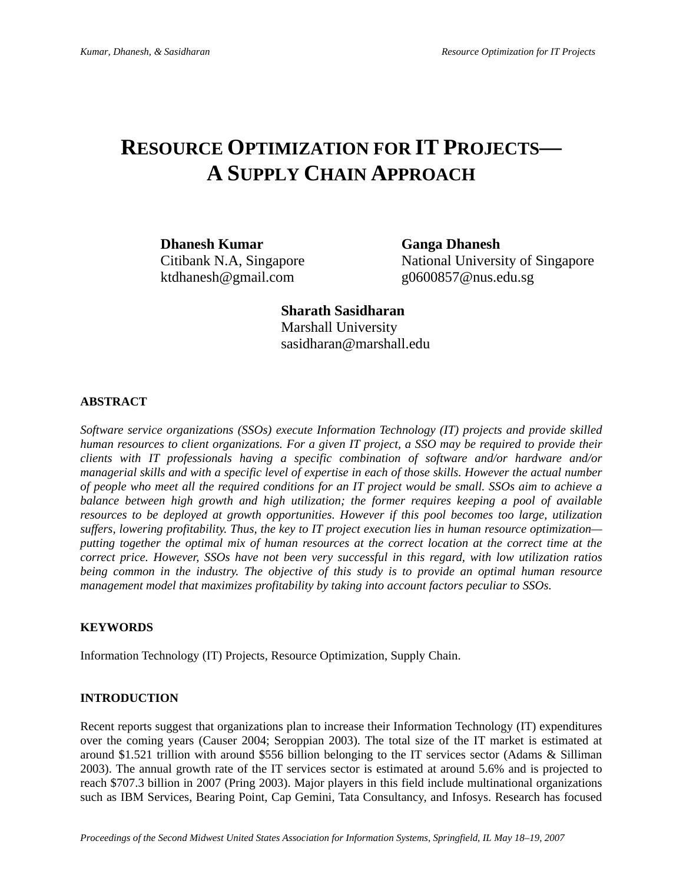# RESOURCE OPTIMIZATION FOR IT PROJECTS—A SUPPLY CHAIN APPROACH

**Dhanesh Kumar**
Citibank N.A, Singapore
ktdhanesh@gmail.com

**Ganga Dhanesh**
National University of Singapore
g0600857@nus.edu.sg

**Sharath Sasidharan**
Marshall University
sasidharan@marshall.edu

## ABSTRACT

*Software service organizations (SSOs) execute Information Technology (IT) projects and provide skilled human resources to client organizations. For a given IT project, a SSO may be required to provide their clients with IT professionals having a specific combination of software and/or hardware and/or managerial skills and with a specific level of expertise in each of those skills. However the actual number of people who meet all the required conditions for an IT project would be small. SSOs aim to achieve a balance between high growth and high utilization; the former requires keeping a pool of available resources to be deployed at growth opportunities. However if this pool becomes too large, utilization suffers, lowering profitability. Thus, the key to IT project execution lies in human resource optimization—putting together the optimal mix of human resources at the correct location at the correct time at the correct price. However, SSOs have not been very successful in this regard, with low utilization ratios being common in the industry. The objective of this study is to provide an optimal human resource management model that maximizes profitability by taking into account factors peculiar to SSOs.*

## KEYWORDS

Information Technology (IT) Projects, Resource Optimization, Supply Chain.

## INTRODUCTION

Recent reports suggest that organizations plan to increase their Information Technology (IT) expenditures over the coming years (Causer 2004; Seroppian 2003). The total size of the IT market is estimated at around $1.521 trillion with around $556 billion belonging to the IT services sector (Adams & Silliman 2003). The annual growth rate of the IT services sector is estimated at around 5.6% and is projected to reach $707.3 billion in 2007 (Pring 2003). Major players in this field include multinational organizations such as IBM Services, Bearing Point, Cap Gemini, Tata Consultancy, and Infosys. Research has focused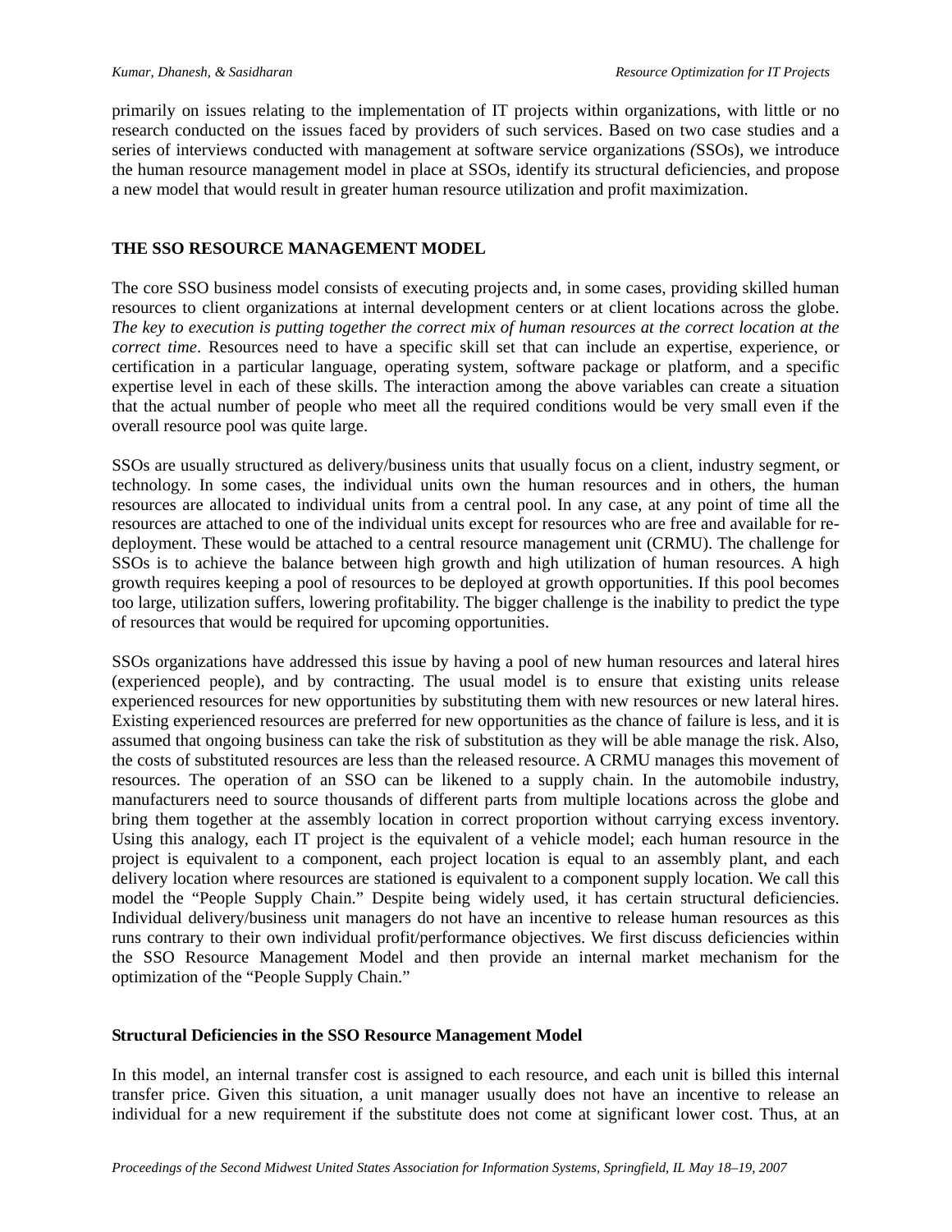primarily on issues relating to the implementation of IT projects within organizations, with little or no research conducted on the issues faced by providers of such services. Based on two case studies and a series of interviews conducted with management at software service organizations *(*SSOs), we introduce the human resource management model in place at SSOs, identify its structural deficiencies, and propose a new model that would result in greater human resource utilization and profit maximization.

## THE SSO RESOURCE MANAGEMENT MODEL

The core SSO business model consists of executing projects and, in some cases, providing skilled human resources to client organizations at internal development centers or at client locations across the globe. *The key to execution is putting together the correct mix of human resources at the correct location at the correct time*. Resources need to have a specific skill set that can include an expertise, experience, or certification in a particular language, operating system, software package or platform, and a specific expertise level in each of these skills. The interaction among the above variables can create a situation that the actual number of people who meet all the required conditions would be very small even if the overall resource pool was quite large.

SSOs are usually structured as delivery/business units that usually focus on a client, industry segment, or technology. In some cases, the individual units own the human resources and in others, the human resources are allocated to individual units from a central pool. In any case, at any point of time all the resources are attached to one of the individual units except for resources who are free and available for re-deployment. These would be attached to a central resource management unit (CRMU). The challenge for SSOs is to achieve the balance between high growth and high utilization of human resources. A high growth requires keeping a pool of resources to be deployed at growth opportunities. If this pool becomes too large, utilization suffers, lowering profitability. The bigger challenge is the inability to predict the type of resources that would be required for upcoming opportunities.

SSOs organizations have addressed this issue by having a pool of new human resources and lateral hires (experienced people), and by contracting. The usual model is to ensure that existing units release experienced resources for new opportunities by substituting them with new resources or new lateral hires. Existing experienced resources are preferred for new opportunities as the chance of failure is less, and it is assumed that ongoing business can take the risk of substitution as they will be able manage the risk. Also, the costs of substituted resources are less than the released resource. A CRMU manages this movement of resources. The operation of an SSO can be likened to a supply chain. In the automobile industry, manufacturers need to source thousands of different parts from multiple locations across the globe and bring them together at the assembly location in correct proportion without carrying excess inventory. Using this analogy, each IT project is the equivalent of a vehicle model; each human resource in the project is equivalent to a component, each project location is equal to an assembly plant, and each delivery location where resources are stationed is equivalent to a component supply location. We call this model the "People Supply Chain." Despite being widely used, it has certain structural deficiencies. Individual delivery/business unit managers do not have an incentive to release human resources as this runs contrary to their own individual profit/performance objectives. We first discuss deficiencies within the SSO Resource Management Model and then provide an internal market mechanism for the optimization of the "People Supply Chain."

### Structural Deficiencies in the SSO Resource Management Model

In this model, an internal transfer cost is assigned to each resource, and each unit is billed this internal transfer price. Given this situation, a unit manager usually does not have an incentive to release an individual for a new requirement if the substitute does not come at significant lower cost. Thus, at an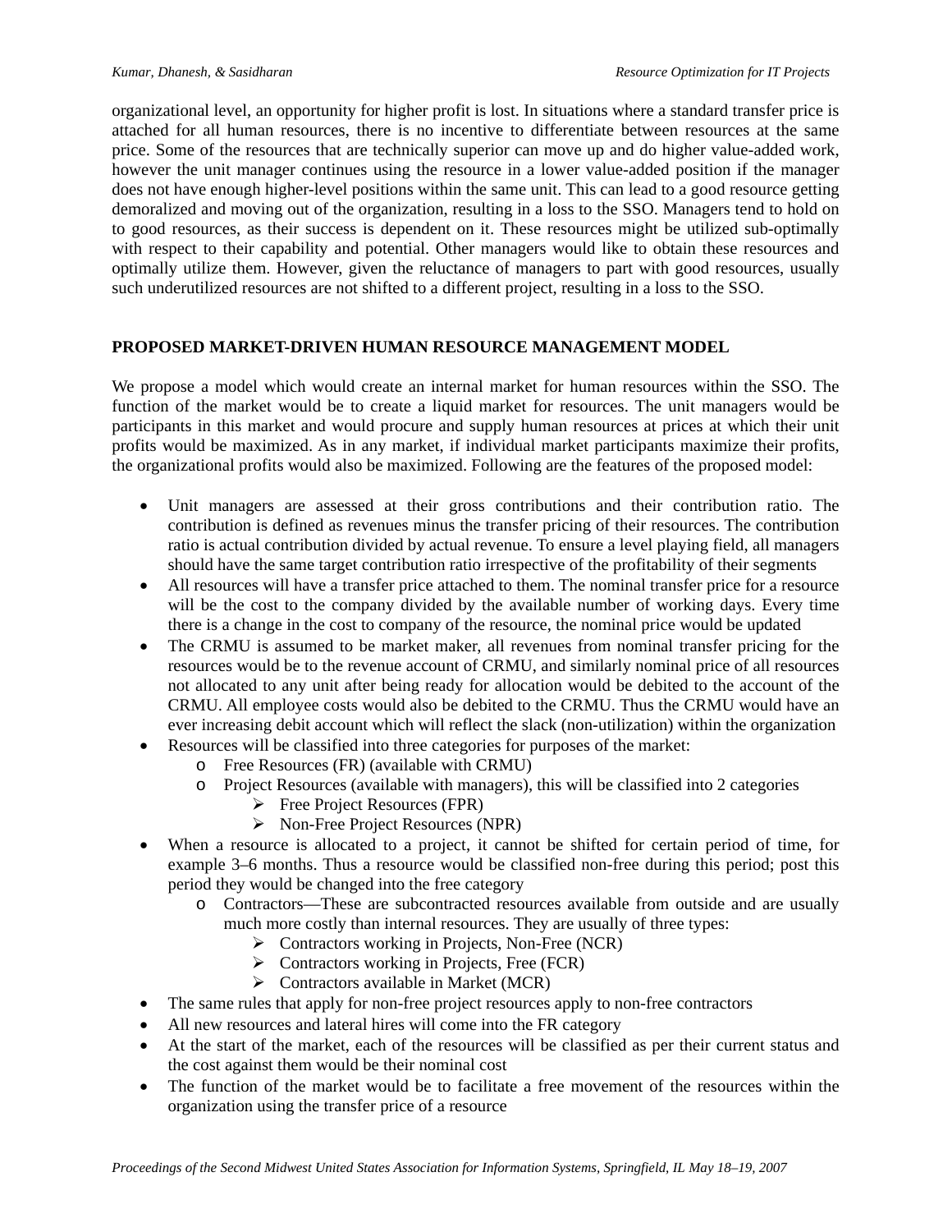organizational level, an opportunity for higher profit is lost. In situations where a standard transfer price is attached for all human resources, there is no incentive to differentiate between resources at the same price. Some of the resources that are technically superior can move up and do higher value-added work, however the unit manager continues using the resource in a lower value-added position if the manager does not have enough higher-level positions within the same unit. This can lead to a good resource getting demoralized and moving out of the organization, resulting in a loss to the SSO. Managers tend to hold on to good resources, as their success is dependent on it. These resources might be utilized sub-optimally with respect to their capability and potential. Other managers would like to obtain these resources and optimally utilize them. However, given the reluctance of managers to part with good resources, usually such underutilized resources are not shifted to a different project, resulting in a loss to the SSO.

## PROPOSED MARKET-DRIVEN HUMAN RESOURCE MANAGEMENT MODEL

We propose a model which would create an internal market for human resources within the SSO. The function of the market would be to create a liquid market for resources. The unit managers would be participants in this market and would procure and supply human resources at prices at which their unit profits would be maximized. As in any market, if individual market participants maximize their profits, the organizational profits would also be maximized. Following are the features of the proposed model:

- Unit managers are assessed at their gross contributions and their contribution ratio. The contribution is defined as revenues minus the transfer pricing of their resources. The contribution ratio is actual contribution divided by actual revenue. To ensure a level playing field, all managers should have the same target contribution ratio irrespective of the profitability of their segments
- All resources will have a transfer price attached to them. The nominal transfer price for a resource will be the cost to the company divided by the available number of working days. Every time there is a change in the cost to company of the resource, the nominal price would be updated
- The CRMU is assumed to be market maker, all revenues from nominal transfer pricing for the resources would be to the revenue account of CRMU, and similarly nominal price of all resources not allocated to any unit after being ready for allocation would be debited to the account of the CRMU. All employee costs would also be debited to the CRMU. Thus the CRMU would have an ever increasing debit account which will reflect the slack (non-utilization) within the organization
- Resources will be classified into three categories for purposes of the market:
  - Free Resources (FR) (available with CRMU)
  - Project Resources (available with managers), this will be classified into 2 categories
    - Free Project Resources (FPR)
    - Non-Free Project Resources (NPR)
- When a resource is allocated to a project, it cannot be shifted for certain period of time, for example 3–6 months. Thus a resource would be classified non-free during this period; post this period they would be changed into the free category
  - Contractors—These are subcontracted resources available from outside and are usually much more costly than internal resources. They are usually of three types:
    - Contractors working in Projects, Non-Free (NCR)
    - Contractors working in Projects, Free (FCR)
    - Contractors available in Market (MCR)
- The same rules that apply for non-free project resources apply to non-free contractors
- All new resources and lateral hires will come into the FR category
- At the start of the market, each of the resources will be classified as per their current status and the cost against them would be their nominal cost
- The function of the market would be to facilitate a free movement of the resources within the organization using the transfer price of a resource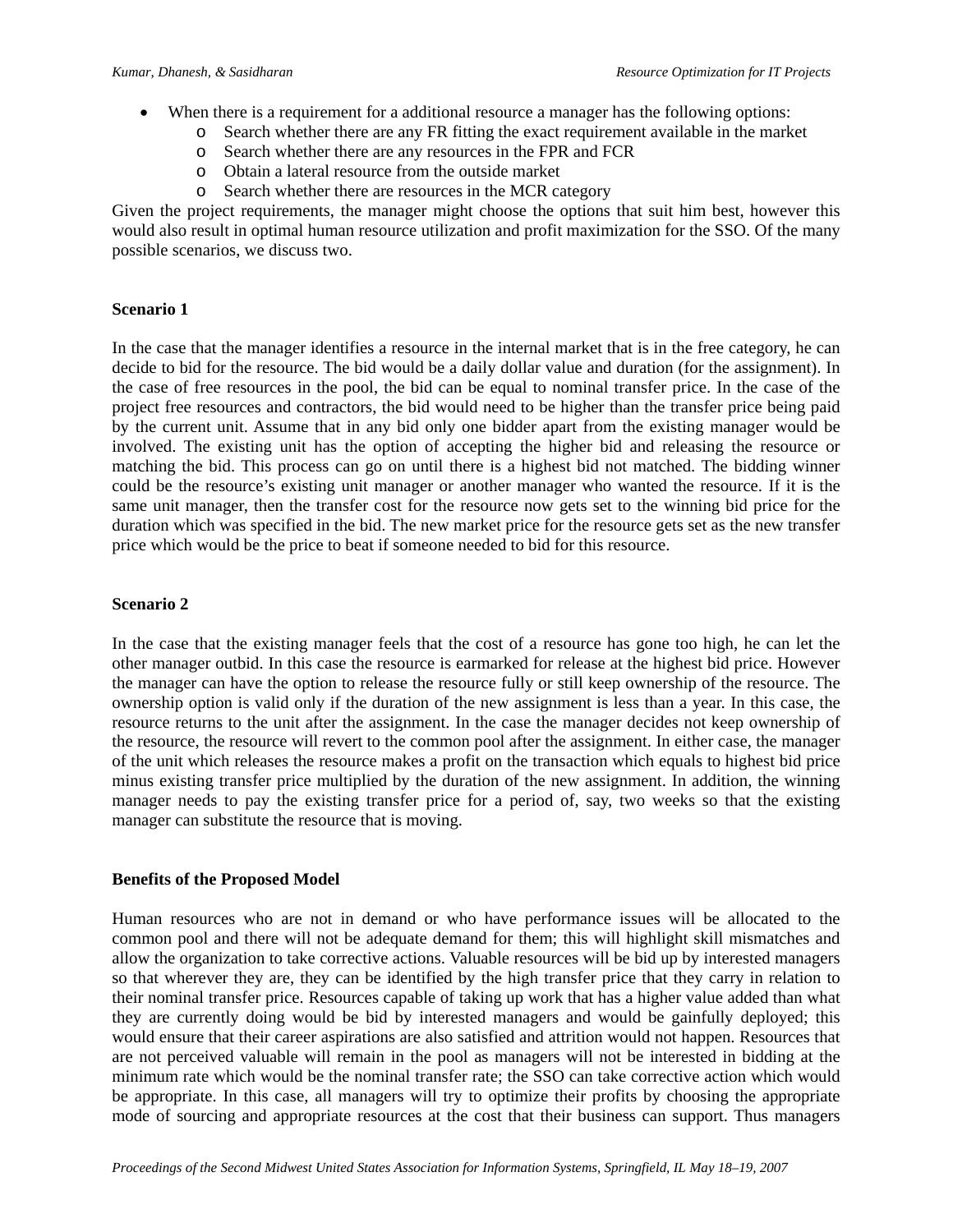- When there is a requirement for a additional resource a manager has the following options:
  - Search whether there are any FR fitting the exact requirement available in the market
  - Search whether there are any resources in the FPR and FCR
  - Obtain a lateral resource from the outside market
  - Search whether there are resources in the MCR category

Given the project requirements, the manager might choose the options that suit him best, however this would also result in optimal human resource utilization and profit maximization for the SSO. Of the many possible scenarios, we discuss two.

**Scenario 1**

In the case that the manager identifies a resource in the internal market that is in the free category, he can decide to bid for the resource. The bid would be a daily dollar value and duration (for the assignment). In the case of free resources in the pool, the bid can be equal to nominal transfer price. In the case of the project free resources and contractors, the bid would need to be higher than the transfer price being paid by the current unit. Assume that in any bid only one bidder apart from the existing manager would be involved. The existing unit has the option of accepting the higher bid and releasing the resource or matching the bid. This process can go on until there is a highest bid not matched. The bidding winner could be the resource's existing unit manager or another manager who wanted the resource. If it is the same unit manager, then the transfer cost for the resource now gets set to the winning bid price for the duration which was specified in the bid. The new market price for the resource gets set as the new transfer price which would be the price to beat if someone needed to bid for this resource.

**Scenario 2**

In the case that the existing manager feels that the cost of a resource has gone too high, he can let the other manager outbid. In this case the resource is earmarked for release at the highest bid price. However the manager can have the option to release the resource fully or still keep ownership of the resource. The ownership option is valid only if the duration of the new assignment is less than a year. In this case, the resource returns to the unit after the assignment. In the case the manager decides not keep ownership of the resource, the resource will revert to the common pool after the assignment. In either case, the manager of the unit which releases the resource makes a profit on the transaction which equals to highest bid price minus existing transfer price multiplied by the duration of the new assignment. In addition, the winning manager needs to pay the existing transfer price for a period of, say, two weeks so that the existing manager can substitute the resource that is moving.

**Benefits of the Proposed Model**

Human resources who are not in demand or who have performance issues will be allocated to the common pool and there will not be adequate demand for them; this will highlight skill mismatches and allow the organization to take corrective actions. Valuable resources will be bid up by interested managers so that wherever they are, they can be identified by the high transfer price that they carry in relation to their nominal transfer price. Resources capable of taking up work that has a higher value added than what they are currently doing would be bid by interested managers and would be gainfully deployed; this would ensure that their career aspirations are also satisfied and attrition would not happen. Resources that are not perceived valuable will remain in the pool as managers will not be interested in bidding at the minimum rate which would be the nominal transfer rate; the SSO can take corrective action which would be appropriate. In this case, all managers will try to optimize their profits by choosing the appropriate mode of sourcing and appropriate resources at the cost that their business can support. Thus managers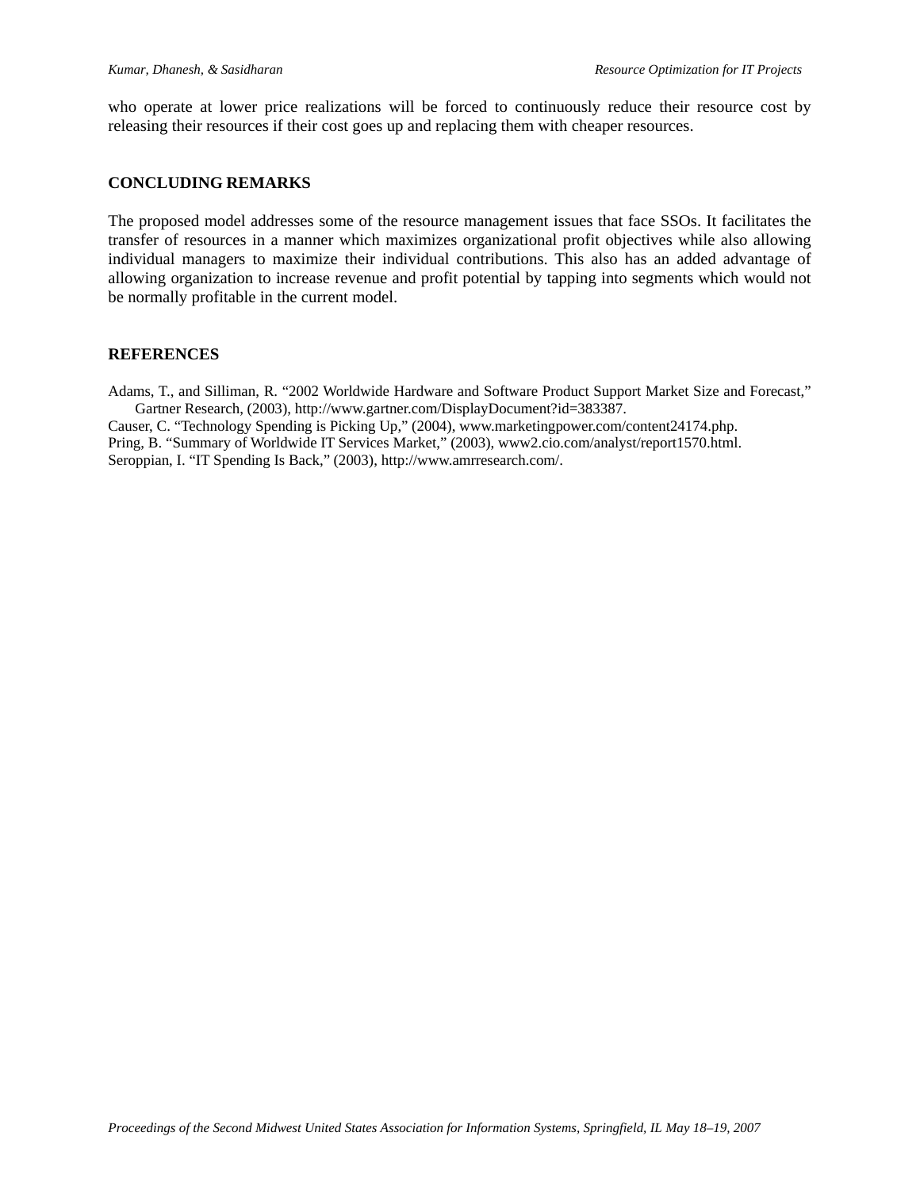who operate at lower price realizations will be forced to continuously reduce their resource cost by releasing their resources if their cost goes up and replacing them with cheaper resources.

## CONCLUDING REMARKS

The proposed model addresses some of the resource management issues that face SSOs. It facilitates the transfer of resources in a manner which maximizes organizational profit objectives while also allowing individual managers to maximize their individual contributions. This also has an added advantage of allowing organization to increase revenue and profit potential by tapping into segments which would not be normally profitable in the current model.

## REFERENCES

Adams, T., and Silliman, R. "2002 Worldwide Hardware and Software Product Support Market Size and Forecast," Gartner Research, (2003), http://www.gartner.com/DisplayDocument?id=383387.

Causer, C. "Technology Spending is Picking Up," (2004), www.marketingpower.com/content24174.php.

Pring, B. "Summary of Worldwide IT Services Market," (2003), www2.cio.com/analyst/report1570.html.

Seroppian, I. "IT Spending Is Back," (2003), http://www.amrresearch.com/.